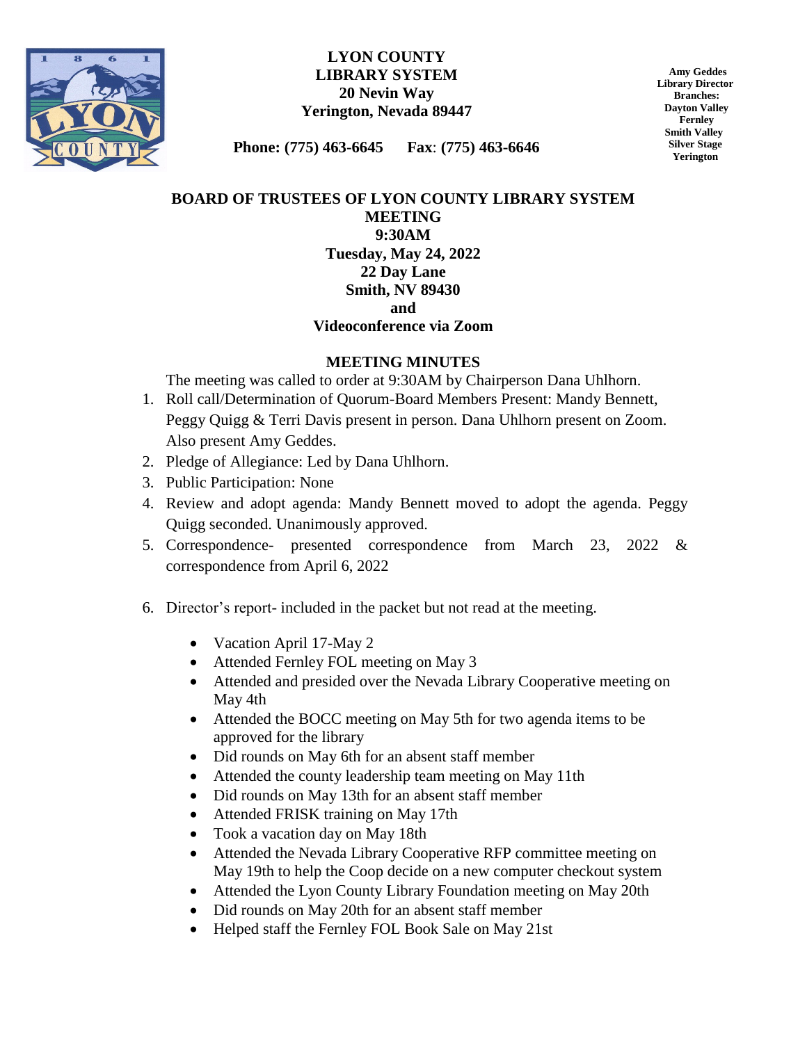**LYON COUNTY**
**LIBRARY SYSTEM**
**20 Nevin Way**
**Yerington, Nevada 89447**

**Phone: (775) 463-6645 Fax: (775) 463-6646**

**Amy Geddes**
**Library Director**
**Branches:**
**Dayton Valley**
**Fernley**
**Smith Valley**
**Silver Stage**
**Yerington**

**BOARD OF TRUSTEES OF LYON COUNTY LIBRARY SYSTEM**
**MEETING**
**9:30AM**
**Tuesday, May 24, 2022**
**22 Day Lane**
**Smith, NV 89430**
**and**
**Videoconference via Zoom**

## MEETING MINUTES

The meeting was called to order at 9:30AM by Chairperson Dana Uhlhorn.

1. Roll call/Determination of Quorum-Board Members Present: Mandy Bennett, Peggy Quigg & Terri Davis present in person. Dana Uhlhorn present on Zoom. Also present Amy Geddes.
2. Pledge of Allegiance: Led by Dana Uhlhorn.
3. Public Participation: None
4. Review and adopt agenda: Mandy Bennett moved to adopt the agenda. Peggy Quigg seconded. Unanimously approved.
5. Correspondence- presented correspondence from March 23, 2022 & correspondence from April 6, 2022
6. Director's report- included in the packet but not read at the meeting.
   - Vacation April 17-May 2
   - Attended Fernley FOL meeting on May 3
   - Attended and presided over the Nevada Library Cooperative meeting on May 4th
   - Attended the BOCC meeting on May 5th for two agenda items to be approved for the library
   - Did rounds on May 6th for an absent staff member
   - Attended the county leadership team meeting on May 11th
   - Did rounds on May 13th for an absent staff member
   - Attended FRISK training on May 17th
   - Took a vacation day on May 18th
   - Attended the Nevada Library Cooperative RFP committee meeting on May 19th to help the Coop decide on a new computer checkout system
   - Attended the Lyon County Library Foundation meeting on May 20th
   - Did rounds on May 20th for an absent staff member
   - Helped staff the Fernley FOL Book Sale on May 21st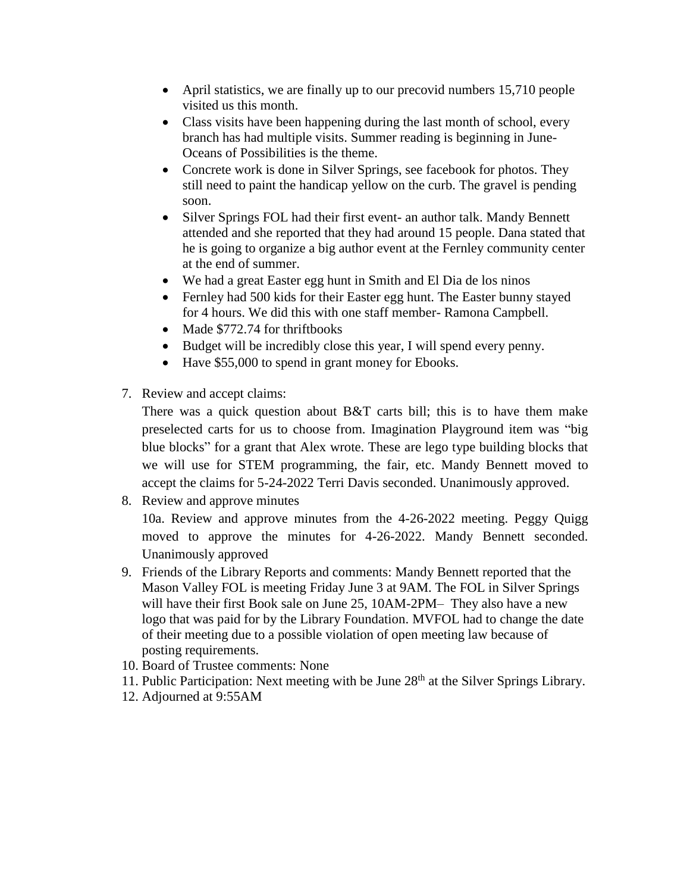- April statistics, we are finally up to our precovid numbers 15,710 people visited us this month.
- Class visits have been happening during the last month of school, every branch has had multiple visits. Summer reading is beginning in June- Oceans of Possibilities is the theme.
- Concrete work is done in Silver Springs, see facebook for photos. They still need to paint the handicap yellow on the curb. The gravel is pending soon.
- Silver Springs FOL had their first event- an author talk. Mandy Bennett attended and she reported that they had around 15 people. Dana stated that he is going to organize a big author event at the Fernley community center at the end of summer.
- We had a great Easter egg hunt in Smith and El Dia de los ninos
- Fernley had 500 kids for their Easter egg hunt. The Easter bunny stayed for 4 hours. We did this with one staff member- Ramona Campbell.
- Made $772.74 for thriftbooks
- Budget will be incredibly close this year, I will spend every penny.
- Have $55,000 to spend in grant money for Ebooks.

7. Review and accept claims:

   There was a quick question about B&T carts bill; this is to have them make preselected carts for us to choose from. Imagination Playground item was "big blue blocks" for a grant that Alex wrote. These are lego type building blocks that we will use for STEM programming, the fair, etc. Mandy Bennett moved to accept the claims for 5-24-2022 Terri Davis seconded. Unanimously approved.

8. Review and approve minutes

   10a. Review and approve minutes from the 4-26-2022 meeting. Peggy Quigg moved to approve the minutes for 4-26-2022. Mandy Bennett seconded. Unanimously approved

9. Friends of the Library Reports and comments: Mandy Bennett reported that the Mason Valley FOL is meeting Friday June 3 at 9AM. The FOL in Silver Springs will have their first Book sale on June 25, 10AM-2PM– They also have a new logo that was paid for by the Library Foundation. MVFOL had to change the date of their meeting due to a possible violation of open meeting law because of posting requirements.
10. Board of Trustee comments: None
11. Public Participation: Next meeting with be June 28th at the Silver Springs Library.
12. Adjourned at 9:55AM